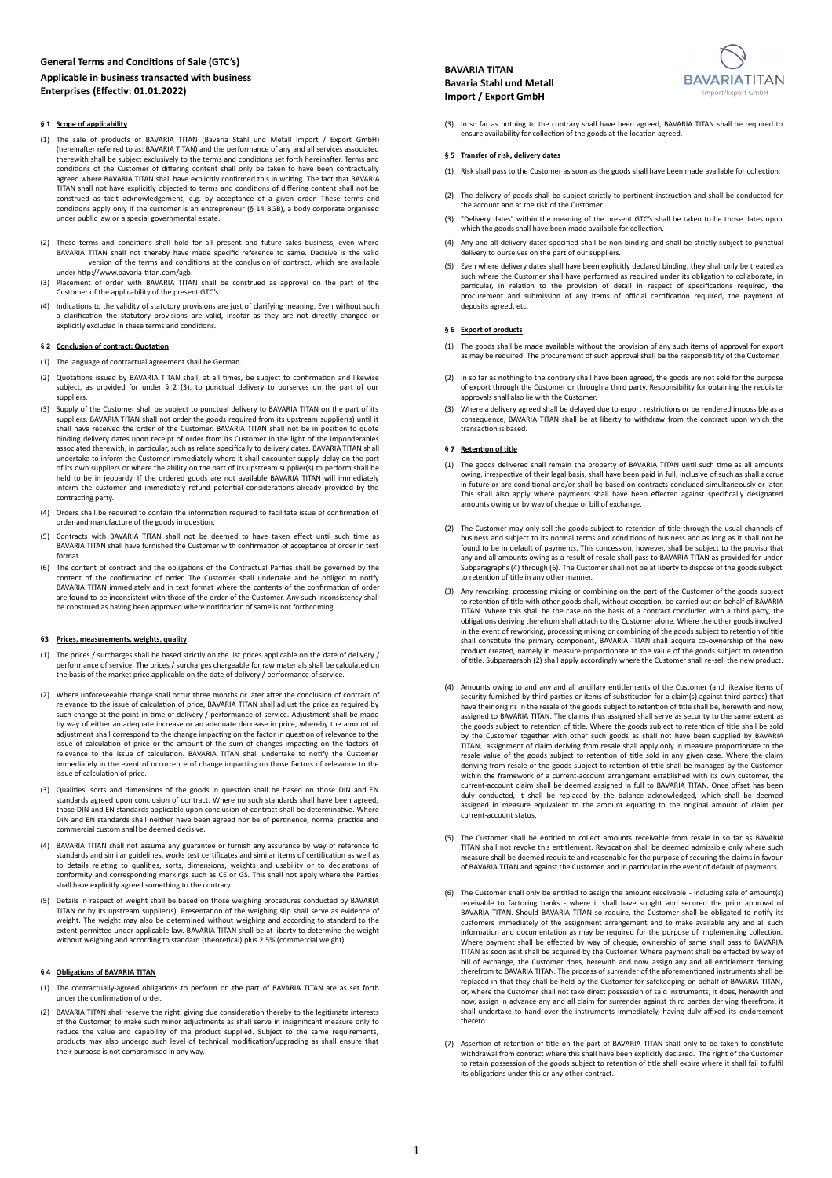# General Terms and Conditions of Sale (GTC's)

## Applicable in business transacted with business Enterprises (Effectiv: 01.01.2022)

**BAVARIA TITAN**
**Bavaria Stahl und Metall**
**Import / Export GmbH**

### § 1 Scope of applicability

(1) The sale of products of BAVARIA TITAN (Bavaria Stahl und Metall Import / Export GmbH) (hereinafter referred to as: BAVARIA TITAN) and the performance of any and all services associated therewith shall be subject exclusively to the terms and conditions set forth hereinafter. Terms and conditions of the Customer of differing content shall only be taken to have been contractually agreed where BAVARIA TITAN shall have explicitly confirmed this in writing. The fact that BAVARIA TITAN shall not have explicitly objected to terms and conditions of differing content shall not be construed as tacit acknowledgement, e.g. by acceptance of a given order. These terms and conditions apply only if the customer is an entrepreneur (§ 14 BGB), a body corporate organised under public law or a special governmental estate.

(2) These terms and conditions shall hold for all present and future sales business, even where BAVARIA TITAN shall not thereby have made specific reference to same. Decisive is the valid version of the terms and conditions at the conclusion of contract, which are available under http://www.bavaria-titan.com/agb.

(3) Placement of order with BAVARIA TITAN shall be construed as approval on the part of the Customer of the applicability of the present GTC's.

(4) Indications to the validity of statutory provisions are just of clarifying meaning. Even without such a clarification the statutory provisions are valid, insofar as they are not directly changed or explicitly excluded in these terms and conditions.

### § 2 Conclusion of contract; Quotation

(1) The language of contractual agreement shall be German.

(2) Quotations issued by BAVARIA TITAN shall, at all times, be subject to confirmation and likewise subject, as provided for under § 2 (3), to punctual delivery to ourselves on the part of our suppliers.

(3) Supply of the Customer shall be subject to punctual delivery to BAVARIA TITAN on the part of its suppliers. BAVARIA TITAN shall not order the goods required from its upstream supplier(s) until it shall have received the order of the Customer. BAVARIA TITAN shall not be in position to quote binding delivery dates upon receipt of order from its Customer in the light of the imponderables associated therewith, in particular, such as relate specifically to delivery dates. BAVARIA TITAN shall undertake to inform the Customer immediately where it shall encounter supply-delay on the part of its own suppliers or where the ability on the part of its upstream supplier(s) to perform shall be held to be in jeopardy. If the ordered goods are not available BAVARIA TITAN will immediately inform the customer and immediately refund potential considerations already provided by the contracting party.

(4) Orders shall be required to contain the information required to facilitate issue of confirmation of order and manufacture of the goods in question.

(5) Contracts with BAVARIA TITAN shall not be deemed to have taken effect until such time as BAVARIA TITAN shall have furnished the Customer with confirmation of acceptance of order in text format.

(6) The content of contract and the obligations of the Contractual Parties shall be governed by the content of the confirmation of order. The Customer shall undertake and be obliged to notify BAVARIA TITAN immediately and in text format where the contents of the confirmation of order are found to be inconsistent with those of the order of the Customer. Any such inconsistency shall be construed as having been approved where notification of same is not forthcoming.

### §3 Prices, measurements, weights, quality

(1) The prices / surcharges shall be based strictly on the list prices applicable on the date of delivery / performance of service. The prices / surcharges chargeable for raw materials shall be calculated on the basis of the market price applicable on the date of delivery / performance of service.

(2) Where unforeseeable change shall occur three months or later after the conclusion of contract of relevance to the issue of calculation of price, BAVARIA TITAN shall adjust the price as required by such change at the point-in-time of delivery / performance of service. Adjustment shall be made by way of either an adequate increase or an adequate decrease in price, whereby the amount of adjustment shall correspond to the change impacting on the factor in question of relevance to the issue of calculation of price or the amount of the sum of changes impacting on the factors of relevance to the issue of calculation. BAVARIA TITAN shall undertake to notify the Customer immediately in the event of occurrence of change impacting on those factors of relevance to the issue of calculation of price.

(3) Qualities, sorts and dimensions of the goods in question shall be based on those DIN and EN standards agreed upon conclusion of contract. Where no such standards shall have been agreed, those DIN and EN standards applicable upon conclusion of contract shall be determinative. Where DIN and EN standards shall neither have been agreed nor be of pertinence, normal practice and commercial custom shall be deemed decisive.

(4) BAVARIA TITAN shall not assume any guarantee or furnish any assurance by way of reference to standards and similar guidelines, works test certificates and similar items of certification as well as to details relating to qualities, sorts, dimensions, weights and usability or to declarations of conformity and corresponding markings such as CE or GS. This shall not apply where the Parties shall have explicitly agreed something to the contrary.

(5) Details in respect of weight shall be based on those weighing procedures conducted by BAVARIA TITAN or by its upstream supplier(s). Presentation of the weighing slip shall serve as evidence of weight. The weight may also be determined without weighing and according to standard to the extent permitted under applicable law. BAVARIA TITAN shall be at liberty to determine the weight without weighing and according to standard (theoretical) plus 2.5% (commercial weight).

### § 4 Obligations of BAVARIA TITAN

(1) The contractually-agreed obligations to perform on the part of BAVARIA TITAN are as set forth under the confirmation of order.

(2) BAVARIA TITAN shall reserve the right, giving due consideration thereby to the legitimate interests of the Customer, to make such minor adjustments as shall serve in insignificant measure only to reduce the value and capability of the product supplied. Subject to the same requirements, products may also undergo such level of technical modification/upgrading as shall ensure that their purpose is not compromised in any way.

(3) In so far as nothing to the contrary shall have been agreed, BAVARIA TITAN shall be required to ensure availability for collection of the goods at the location agreed.

### § 5 Transfer of risk, delivery dates

(1) Risk shall pass to the Customer as soon as the goods shall have been made available for collection.

(2) The delivery of goods shall be subject strictly to pertinent instruction and shall be conducted for the account and at the risk of the Customer.

(3) "Delivery dates" within the meaning of the present GTC's shall be taken to be those dates upon which the goods shall have been made available for collection.

(4) Any and all delivery dates specified shall be non-binding and shall be strictly subject to punctual delivery to ourselves on the part of our suppliers.

(5) Even where delivery dates shall have been explicitly declared binding, they shall only be treated as such where the Customer shall have performed as required under its obligation to collaborate, in particular, in relation to the provision of detail in respect of specifications required, the procurement and submission of any items of official certification required, the payment of deposits agreed, etc.

### § 6 Export of products

(1) The goods shall be made available without the provision of any such items of approval for export as may be required. The procurement of such approval shall be the responsibility of the Customer.

(2) In so far as nothing to the contrary shall have been agreed, the goods are not sold for the purpose of export through the Customer or through a third party. Responsibility for obtaining the requisite approvals shall also lie with the Customer.

(3) Where a delivery agreed shall be delayed due to export restrictions or be rendered impossible as a consequence, BAVARIA TITAN shall be at liberty to withdraw from the contract upon which the transaction is based.

### § 7 Retention of title

(1) The goods delivered shall remain the property of BAVARIA TITAN until such time as all amounts owing, irrespective of their legal basis, shall have been paid in full, inclusive of such as shall accrue in future or are conditional and/or shall be based on contracts concluded simultaneously or later. This shall also apply where payments shall have been effected against specifically designated amounts owing or by way of cheque or bill of exchange.

(2) The Customer may only sell the goods subject to retention of title through the usual channels of business and subject to its normal terms and conditions of business and as long as it shall not be found to be in default of payments. This concession, however, shall be subject to the proviso that any and all amounts owing as a result of resale shall pass to BAVARIA TITAN as provided for under Subparagraphs (4) through (6). The Customer shall not be at liberty to dispose of the goods subject to retention of title in any other manner.

(3) Any reworking, processing mixing or combining on the part of the Customer of the goods subject to retention of title with other goods shall, without exception, be carried out on behalf of BAVARIA TITAN. Where this shall be the case on the basis of a contract concluded with a third party, the obligations deriving therefrom shall attach to the Customer alone. Where the other goods involved in the event of reworking, processing mixing or combining of the goods subject to retention of title shall constitute the primary component, BAVARIA TITAN shall acquire co-ownership of the new product created, namely in measure proportionate to the value of the goods subject to retention of title. Subparagraph (2) shall apply accordingly where the Customer shall re-sell the new product.

(4) Amounts owing to and any and all ancillary entitlements of the Customer (and likewise items of security furnished by third parties or items of substitution for a claim(s) against third parties) that have their origins in the resale of the goods subject to retention of title shall be, herewith and now, assigned to BAVARIA TITAN. The claims thus assigned shall serve as security to the same extent as the goods subject to retention of title. Where the goods subject to retention of title shall be sold by the Customer together with other such goods as shall not have been supplied by BAVARIA TITAN, assignment of claim deriving from resale shall apply only in measure proportionate to the resale value of the goods subject to retention of title sold in any given case. Where the claim deriving from resale of the goods subject to retention of title shall be managed by the Customer within the framework of a current-account arrangement established with its own customer, the current-account claim shall be deemed assigned in full to BAVARIA TITAN. Once offset has been duly conducted, it shall be replaced by the balance acknowledged, which shall be deemed assigned in measure equivalent to the amount equating to the original amount of claim per current-account status.

(5) The Customer shall be entitled to collect amounts receivable from resale in so far as BAVARIA TITAN shall not revoke this entitlement. Revocation shall be deemed admissible only where such measure shall be deemed requisite and reasonable for the purpose of securing the claims in favour of BAVARIA TITAN and against the Customer, and in particular in the event of default of payments.

(6) The Customer shall only be entitled to assign the amount receivable - including sale of amount(s) receivable to factoring banks - where it shall have sought and secured the prior approval of BAVARIA TITAN. Should BAVARIA TITAN so require, the Customer shall be obligated to notify its customers immediately of the assignment arrangement and to make available any and all such information and documentation as may be required for the purpose of implementing collection. Where payment shall be effected by way of cheque, ownership of same shall pass to BAVARIA TITAN as soon as it shall be acquired by the Customer. Where payment shall be effected by way of bill of exchange, the Customer does, herewith and now, assign any and all entitlement deriving therefrom to BAVARIA TITAN. The process of surrender of the aforementioned instruments shall be replaced in that they shall be held by the Customer for safekeeping on behalf of BAVARIA TITAN, or, where the Customer shall not take direct possession of said instruments, it does, herewith and now, assign in advance any and all claim for surrender against third parties deriving therefrom; it shall undertake to hand over the instruments immediately, having duly affixed its endorsement thereto.

(7) Assertion of retention of title on the part of BAVARIA TITAN shall only to be taken to constitute withdrawal from contract where this shall have been explicitly declared. The right of the Customer to retain possession of the goods subject to retention of title shall expire where it shall fail to fulfil its obligations under this or any other contract.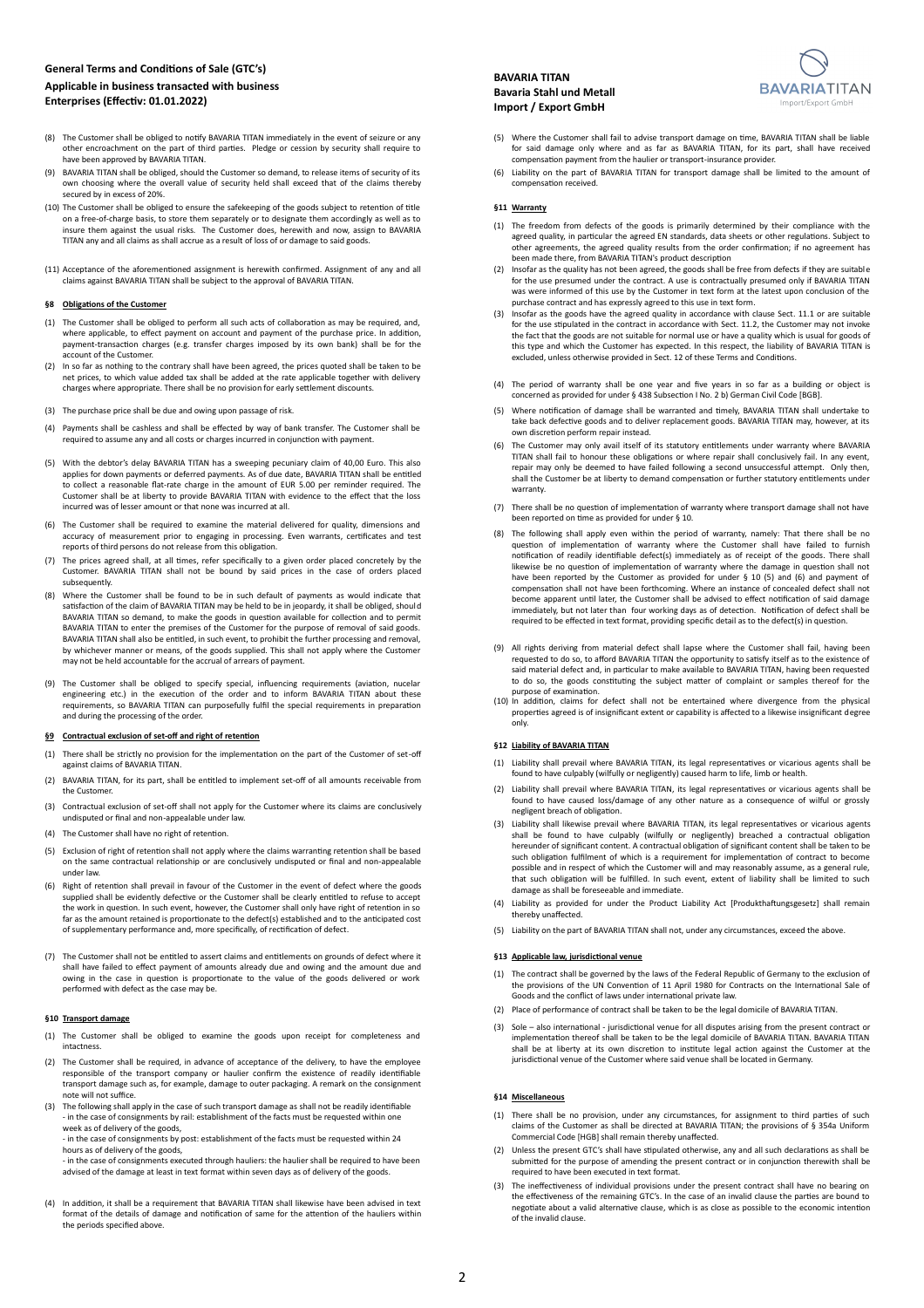(8) The Customer shall be obliged to notify BAVARIA TITAN immediately in the event of seizure or any other encroachment on the part of third parties. Pledge or cession by security shall require to have been approved by BAVARIA TITAN.

(9) BAVARIA TITAN shall be obliged, should the Customer so demand, to release items of security of its own choosing where the overall value of security held shall exceed that of the claims thereby secured by in excess of 20%.

(10) The Customer shall be obliged to ensure the safekeeping of the goods subject to retention of title on a free-of-charge basis, to store them separately or to designate them accordingly as well as to insure them against the usual risks. The Customer does, herewith and now, assign to BAVARIA TITAN any and all claims as shall accrue as a result of loss of or damage to said goods.

(11) Acceptance of the aforementioned assignment is herewith confirmed. Assignment of any and all claims against BAVARIA TITAN shall be subject to the approval of BAVARIA TITAN.

### §8 Obligations of the Customer

(1) The Customer shall be obliged to perform all such acts of collaboration as may be required, and, where applicable, to effect payment on account and payment of the purchase price. In addition, payment-transaction charges (e.g. transfer charges imposed by its own bank) shall be for the account of the Customer.

(2) In so far as nothing to the contrary shall have been agreed, the prices quoted shall be taken to be net prices, to which value added tax shall be added at the rate applicable together with delivery charges where appropriate. There shall be no provision for early settlement discounts.

(3) The purchase price shall be due and owing upon passage of risk.

(4) Payments shall be cashless and shall be effected by way of bank transfer. The Customer shall be required to assume any and all costs or charges incurred in conjunction with payment.

(5) With the debtor's delay BAVARIA TITAN has a sweeping pecuniary claim of 40,00 Euro. This also applies for down payments or deferred payments. As of due date, BAVARIA TITAN shall be entitled to collect a reasonable flat-rate charge in the amount of EUR 5.00 per reminder required. The Customer shall be at liberty to provide BAVARIA TITAN with evidence to the effect that the loss incurred was of lesser amount or that none was incurred at all.

(6) The Customer shall be required to examine the material delivered for quality, dimensions and accuracy of measurement prior to engaging in processing. Even warrants, certificates and test reports of third persons do not release from this obligation.

(7) The prices agreed shall, at all times, refer specifically to a given order placed concretely by the Customer. BAVARIA TITAN shall not be bound by said prices in the case of orders placed subsequently.

(8) Where the Customer shall be found to be in such default of payments as would indicate that satisfaction of the claim of BAVARIA TITAN may be held to be in jeopardy, it shall be obliged, should BAVARIA TITAN so demand, to make the goods in question available for collection and to permit BAVARIA TITAN to enter the premises of the Customer for the purpose of removal of said goods. BAVARIA TITAN shall also be entitled, in such event, to prohibit the further processing and removal, by whichever manner or means, of the goods supplied. This shall not apply where the Customer may not be held accountable for the accrual of arrears of payment.

(9) The Customer shall be obliged to specify special, influencing requirements (aviation, nucelar engineering etc.) in the execution of the order and to inform BAVARIA TITAN about these requirements, so BAVARIA TITAN can purposefully fulfil the special requirements in preparation and during the processing of the order.

### §9 Contractual exclusion of set-off and right of retention

(1) There shall be strictly no provision for the implementation on the part of the Customer of set-off against claims of BAVARIA TITAN.

(2) BAVARIA TITAN, for its part, shall be entitled to implement set-off of all amounts receivable from the Customer.

(3) Contractual exclusion of set-off shall not apply for the Customer where its claims are conclusively undisputed or final and non-appealable under law.

(4) The Customer shall have no right of retention.

(5) Exclusion of right of retention shall not apply where the claims warranting retention shall be based on the same contractual relationship or are conclusively undisputed or final and non-appealable under law.

(6) Right of retention shall prevail in favour of the Customer in the event of defect where the goods supplied shall be evidently defective or the Customer shall be clearly entitled to refuse to accept the work in question. In such event, however, the Customer shall only have right of retention in so far as the amount retained is proportionate to the defect(s) established and to the anticipated cost of supplementary performance and, more specifically, of rectification of defect.

(7) The Customer shall not be entitled to assert claims and entitlements on grounds of defect where it shall have failed to effect payment of amounts already due and owing and the amount due and owing in the case in question is proportionate to the value of the goods delivered or work performed with defect as the case may be.

### §10 Transport damage

(1) The Customer shall be obliged to examine the goods upon receipt for completeness and intactness.

(2) The Customer shall be required, in advance of acceptance of the delivery, to have the employee responsible of the transport company or haulier confirm the existence of readily identifiable transport damage such as, for example, damage to outer packaging. A remark on the consignment note will not suffice.

(3) The following shall apply in the case of such transport damage as shall not be readily identifiable
- in the case of consignments by rail: establishment of the facts must be requested within one week as of delivery of the goods,
- in the case of consignments by post: establishment of the facts must be requested within 24 hours as of delivery of the goods,
- in the case of consignments executed through hauliers: the haulier shall be required to have been advised of the damage at least in text format within seven days as of delivery of the goods.

(4) In addition, it shall be a requirement that BAVARIA TITAN shall likewise have been advised in text format of the details of damage and notification of same for the attention of the hauliers within the periods specified above.

(5) Where the Customer shall fail to advise transport damage on time, BAVARIA TITAN shall be liable for said damage only where and as far as BAVARIA TITAN, for its part, shall have received compensation payment from the haulier or transport-insurance provider.

(6) Liability on the part of BAVARIA TITAN for transport damage shall be limited to the amount of compensation received.

### §11 Warranty

(1) The freedom from defects of the goods is primarily determined by their compliance with the agreed quality, in particular the agreed EN standards, data sheets or other regulations. Subject to other agreements, the agreed quality results from the order confirmation; if no agreement has been made there, from BAVARIA TITAN's product description

(2) Insofar as the quality has not been agreed, the goods shall be free from defects if they are suitable for the use presumed under the contract. A use is contractually presumed only if BAVARIA TITAN was were informed of this use by the Customer in text form at the latest upon conclusion of the purchase contract and has expressly agreed to this use in text form.

(3) Insofar as the goods have the agreed quality in accordance with clause Sect. 11.1 or are suitable for the use stipulated in the contract in accordance with Sect. 11.2, the Customer may not invoke the fact that the goods are not suitable for normal use or have a quality which is usual for goods of this type and which the Customer has expected. In this respect, the liability of BAVARIA TITAN is excluded, unless otherwise provided in Sect. 12 of these Terms and Conditions.

(4) The period of warranty shall be one year and five years in so far as a building or object is concerned as provided for under § 438 Subsection I No. 2 b) German Civil Code [BGB].

(5) Where notification of damage shall be warranted and timely, BAVARIA TITAN shall undertake to take back defective goods and to deliver replacement goods. BAVARIA TITAN may, however, at its own discretion perform repair instead.

(6) The Customer may only avail itself of its statutory entitlements under warranty where BAVARIA TITAN shall fail to honour these obligations or where repair shall conclusively fail. In any event, repair may only be deemed to have failed following a second unsuccessful attempt. Only then, shall the Customer be at liberty to demand compensation or further statutory entitlements under warranty.

(7) There shall be no question of implementation of warranty where transport damage shall not have been reported on time as provided for under § 10.

(8) The following shall apply even within the period of warranty, namely: That there shall be no question of implementation of warranty where the Customer shall have failed to furnish notification of readily identifiable defect(s) immediately as of receipt of the goods. There shall likewise be no question of implementation of warranty where the damage in question shall not have been reported by the Customer as provided for under § 10 (5) and (6) and payment of compensation shall not have been forthcoming. Where an instance of concealed defect shall not become apparent until later, the Customer shall be advised to effect notification of said damage immediately, but not later than four working days as of detection. Notification of defect shall be required to be effected in text format, providing specific detail as to the defect(s) in question.

(9) All rights deriving from material defect shall lapse where the Customer shall fail, having been requested to do so, to afford BAVARIA TITAN the opportunity to satisfy itself as to the existence of said material defect and, in particular to make available to BAVARIA TITAN, having been requested to do so, the goods constituting the subject matter of complaint or samples thereof for the purpose of examination.

(10) In addition, claims for defect shall not be entertained where divergence from the physical properties agreed is of insignificant extent or capability is affected to a likewise insignificant degree only.

### §12 Liability of BAVARIA TITAN

(1) Liability shall prevail where BAVARIA TITAN, its legal representatives or vicarious agents shall be found to have culpably (wilfully or negligently) caused harm to life, limb or health.

(2) Liability shall prevail where BAVARIA TITAN, its legal representatives or vicarious agents shall be found to have caused loss/damage of any other nature as a consequence of wilful or grossly negligent breach of obligation.

(3) Liability shall likewise prevail where BAVARIA TITAN, its legal representatives or vicarious agents shall be found to have culpably (wilfully or negligently) breached a contractual obligation hereunder of significant content. A contractual obligation of significant content shall be taken to be such obligation fulfilment of which is a requirement for implementation of contract to become possible and in respect of which the Customer will and may reasonably assume, as a general rule, that such obligation will be fulfilled. In such event, extent of liability shall be limited to such damage as shall be foreseeable and immediate.

(4) Liability as provided for under the Product Liability Act [Produkthaftungsgesetz] shall remain thereby unaffected.

(5) Liability on the part of BAVARIA TITAN shall not, under any circumstances, exceed the above.

### §13 Applicable law, jurisdictional venue

(1) The contract shall be governed by the laws of the Federal Republic of Germany to the exclusion of the provisions of the UN Convention of 11 April 1980 for Contracts on the International Sale of Goods and the conflict of laws under international private law.

(2) Place of performance of contract shall be taken to be the legal domicile of BAVARIA TITAN.

(3) Sole – also international - jurisdictional venue for all disputes arising from the present contract or implementation thereof shall be taken to be the legal domicile of BAVARIA TITAN. BAVARIA TITAN shall be at liberty at its own discretion to institute legal action against the Customer at the jurisdictional venue of the Customer where said venue shall be located in Germany.

### §14 Miscellaneous

(1) There shall be no provision, under any circumstances, for assignment to third parties of such claims of the Customer as shall be directed at BAVARIA TITAN; the provisions of § 354a Uniform Commercial Code [HGB] shall remain thereby unaffected.

(2) Unless the present GTC's shall have stipulated otherwise, any and all such declarations as shall be submitted for the purpose of amending the present contract or in conjunction therewith shall be required to have been executed in text format.

(3) The ineffectiveness of individual provisions under the present contract shall have no bearing on the effectiveness of the remaining GTC's. In the case of an invalid clause the parties are bound to negotiate about a valid alternative clause, which is as close as possible to the economic intention of the invalid clause.